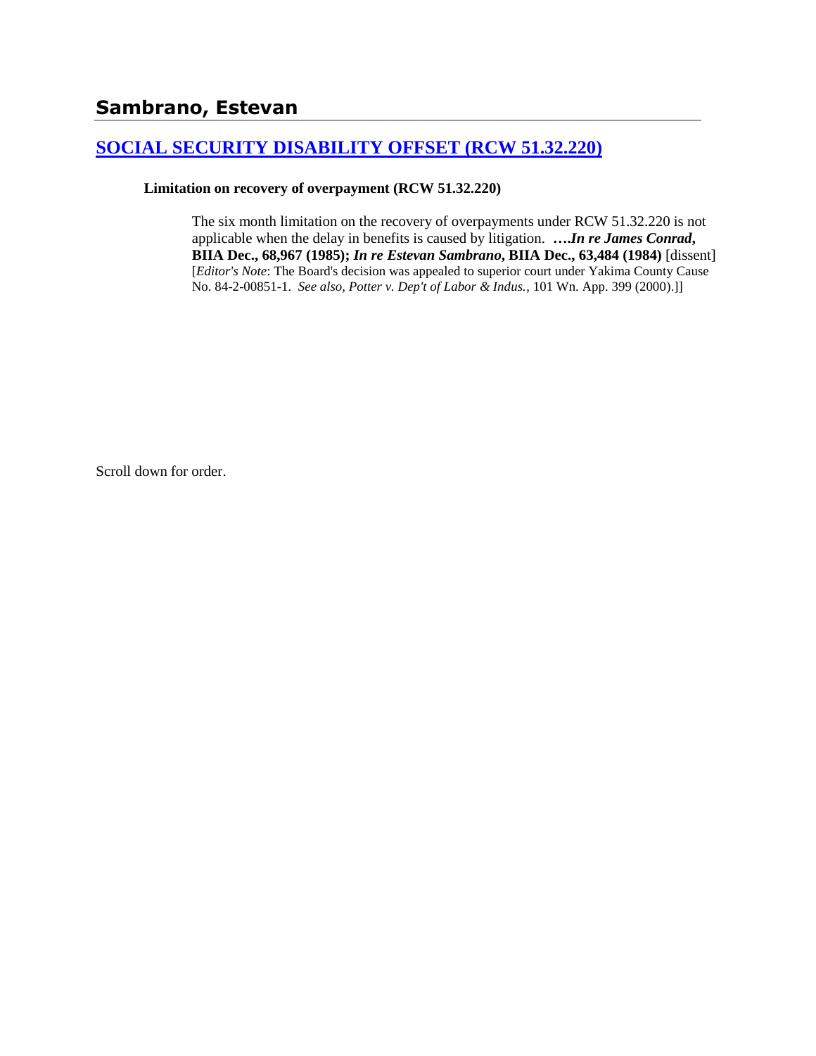# Sambrano, Estevan

## SOCIAL SECURITY DISABILITY OFFSET (RCW 51.32.220)

**Limitation on recovery of overpayment (RCW 51.32.220)**

> The six month limitation on the recovery of overpayments under RCW 51.32.220 is not applicable when the delay in benefits is caused by litigation. ***….In re James Conrad*, BIIA Dec., 68,967 (1985); *In re Estevan Sambrano*, BIIA Dec., 63,484 (1984)** [dissent] [*Editor's Note*: The Board's decision was appealed to superior court under Yakima County Cause No. 84-2-00851-1. *See also, Potter v. Dep't of Labor & Indus.*, 101 Wn. App. 399 (2000).]]

Scroll down for order.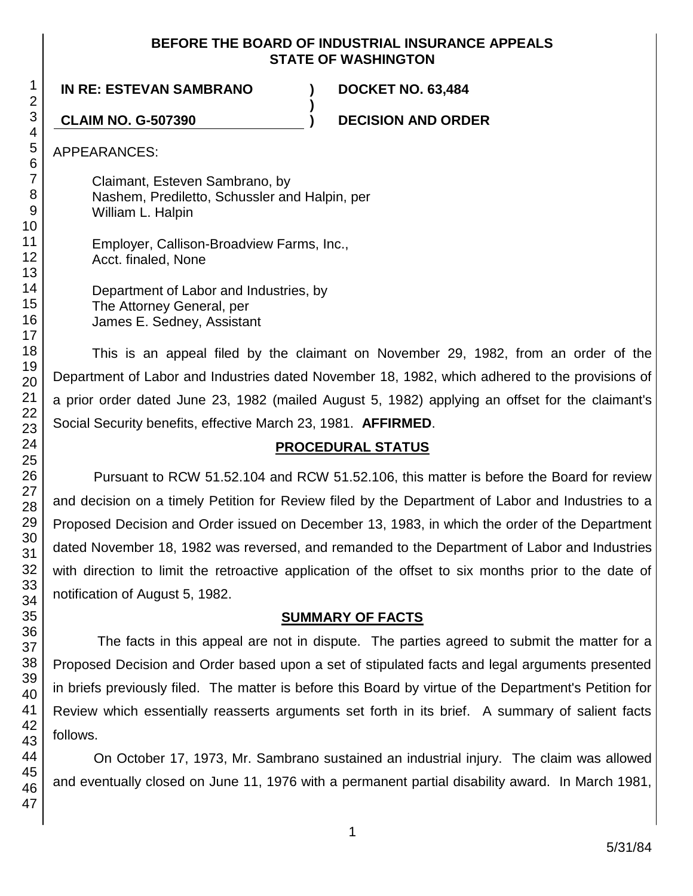**BEFORE THE BOARD OF INDUSTRIAL INSURANCE APPEALS**
**STATE OF WASHINGTON**

| | | |
|---|---|---|
| **IN RE: ESTEVAN SAMBRANO** | **)** | **DOCKET NO. 63,484** |
| | **)** | |
| **CLAIM NO. G-507390** | **)** | **DECISION AND ORDER** |

APPEARANCES:

Claimant, Esteven Sambrano, by
Nashem, Prediletto, Schussler and Halpin, per
William L. Halpin

Employer, Callison-Broadview Farms, Inc.,
Acct. finaled, None

Department of Labor and Industries, by
The Attorney General, per
James E. Sedney, Assistant

This is an appeal filed by the claimant on November 29, 1982, from an order of the Department of Labor and Industries dated November 18, 1982, which adhered to the provisions of a prior order dated June 23, 1982 (mailed August 5, 1982) applying an offset for the claimant's Social Security benefits, effective March 23, 1981. **AFFIRMED**.

## PROCEDURAL STATUS

Pursuant to RCW 51.52.104 and RCW 51.52.106, this matter is before the Board for review and decision on a timely Petition for Review filed by the Department of Labor and Industries to a Proposed Decision and Order issued on December 13, 1983, in which the order of the Department dated November 18, 1982 was reversed, and remanded to the Department of Labor and Industries with direction to limit the retroactive application of the offset to six months prior to the date of notification of August 5, 1982.

## SUMMARY OF FACTS

The facts in this appeal are not in dispute. The parties agreed to submit the matter for a Proposed Decision and Order based upon a set of stipulated facts and legal arguments presented in briefs previously filed. The matter is before this Board by virtue of the Department's Petition for Review which essentially reasserts arguments set forth in its brief. A summary of salient facts follows.

On October 17, 1973, Mr. Sambrano sustained an industrial injury. The claim was allowed and eventually closed on June 11, 1976 with a permanent partial disability award. In March 1981,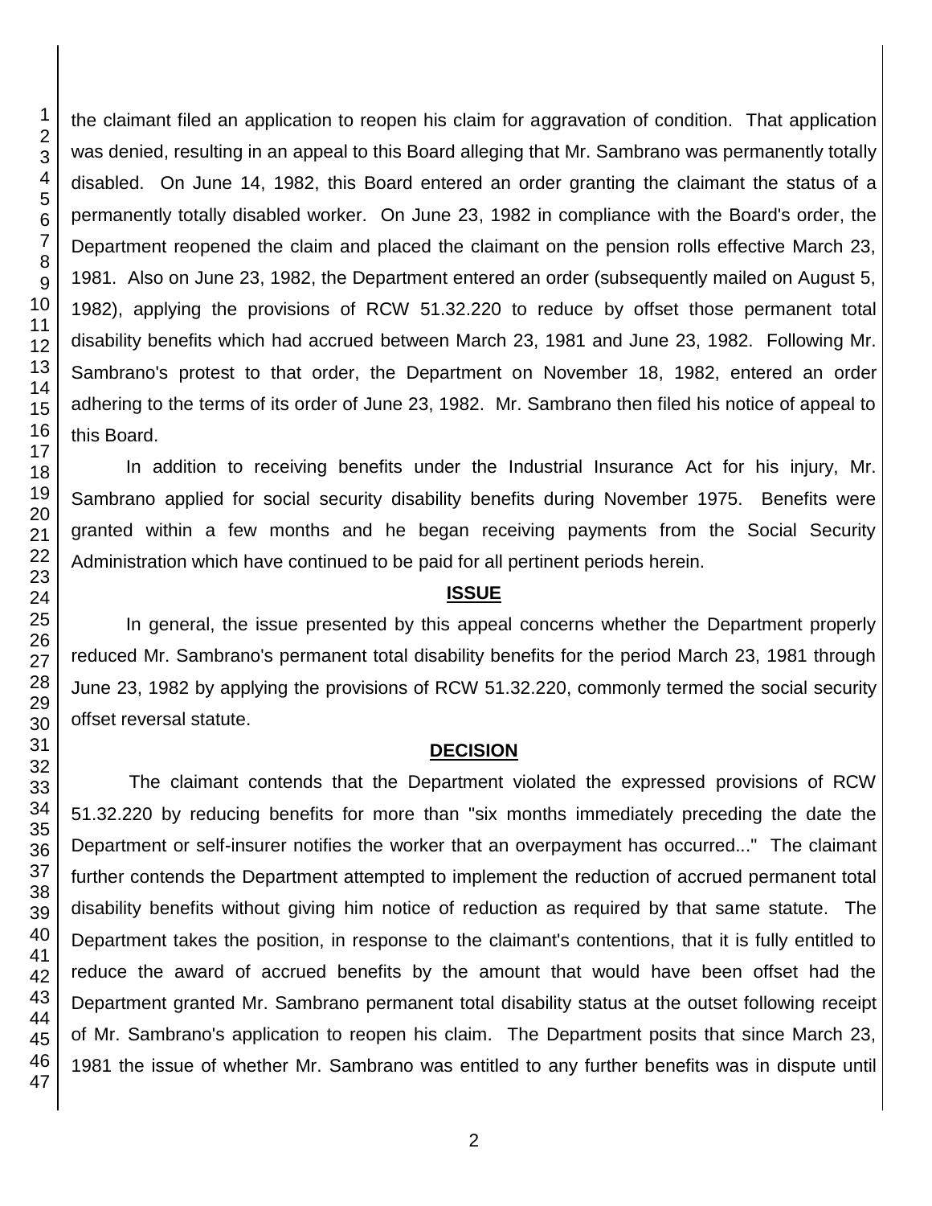the claimant filed an application to reopen his claim for aggravation of condition. That application was denied, resulting in an appeal to this Board alleging that Mr. Sambrano was permanently totally disabled. On June 14, 1982, this Board entered an order granting the claimant the status of a permanently totally disabled worker. On June 23, 1982 in compliance with the Board's order, the Department reopened the claim and placed the claimant on the pension rolls effective March 23, 1981. Also on June 23, 1982, the Department entered an order (subsequently mailed on August 5, 1982), applying the provisions of RCW 51.32.220 to reduce by offset those permanent total disability benefits which had accrued between March 23, 1981 and June 23, 1982. Following Mr. Sambrano's protest to that order, the Department on November 18, 1982, entered an order adhering to the terms of its order of June 23, 1982. Mr. Sambrano then filed his notice of appeal to this Board.

In addition to receiving benefits under the Industrial Insurance Act for his injury, Mr. Sambrano applied for social security disability benefits during November 1975. Benefits were granted within a few months and he began receiving payments from the Social Security Administration which have continued to be paid for all pertinent periods herein.

## ISSUE

In general, the issue presented by this appeal concerns whether the Department properly reduced Mr. Sambrano's permanent total disability benefits for the period March 23, 1981 through June 23, 1982 by applying the provisions of RCW 51.32.220, commonly termed the social security offset reversal statute.

## DECISION

The claimant contends that the Department violated the expressed provisions of RCW 51.32.220 by reducing benefits for more than "six months immediately preceding the date the Department or self-insurer notifies the worker that an overpayment has occurred..." The claimant further contends the Department attempted to implement the reduction of accrued permanent total disability benefits without giving him notice of reduction as required by that same statute. The Department takes the position, in response to the claimant's contentions, that it is fully entitled to reduce the award of accrued benefits by the amount that would have been offset had the Department granted Mr. Sambrano permanent total disability status at the outset following receipt of Mr. Sambrano's application to reopen his claim. The Department posits that since March 23, 1981 the issue of whether Mr. Sambrano was entitled to any further benefits was in dispute until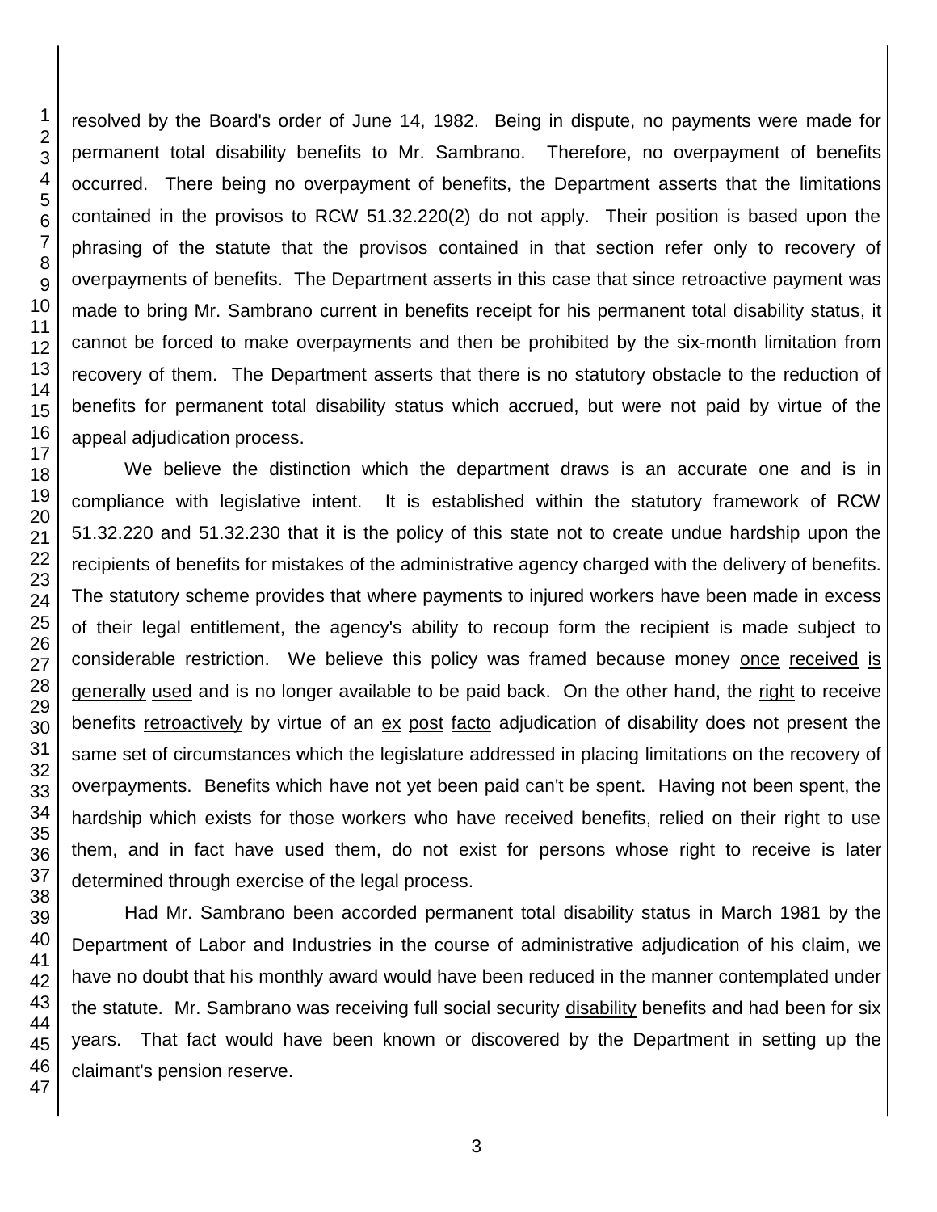resolved by the Board's order of June 14, 1982. Being in dispute, no payments were made for permanent total disability benefits to Mr. Sambrano. Therefore, no overpayment of benefits occurred. There being no overpayment of benefits, the Department asserts that the limitations contained in the provisos to RCW 51.32.220(2) do not apply. Their position is based upon the phrasing of the statute that the provisos contained in that section refer only to recovery of overpayments of benefits. The Department asserts in this case that since retroactive payment was made to bring Mr. Sambrano current in benefits receipt for his permanent total disability status, it cannot be forced to make overpayments and then be prohibited by the six-month limitation from recovery of them. The Department asserts that there is no statutory obstacle to the reduction of benefits for permanent total disability status which accrued, but were not paid by virtue of the appeal adjudication process.

We believe the distinction which the department draws is an accurate one and is in compliance with legislative intent. It is established within the statutory framework of RCW 51.32.220 and 51.32.230 that it is the policy of this state not to create undue hardship upon the recipients of benefits for mistakes of the administrative agency charged with the delivery of benefits. The statutory scheme provides that where payments to injured workers have been made in excess of their legal entitlement, the agency's ability to recoup form the recipient is made subject to considerable restriction. We believe this policy was framed because money once received is generally used and is no longer available to be paid back. On the other hand, the right to receive benefits retroactively by virtue of an ex post facto adjudication of disability does not present the same set of circumstances which the legislature addressed in placing limitations on the recovery of overpayments. Benefits which have not yet been paid can't be spent. Having not been spent, the hardship which exists for those workers who have received benefits, relied on their right to use them, and in fact have used them, do not exist for persons whose right to receive is later determined through exercise of the legal process.

Had Mr. Sambrano been accorded permanent total disability status in March 1981 by the Department of Labor and Industries in the course of administrative adjudication of his claim, we have no doubt that his monthly award would have been reduced in the manner contemplated under the statute. Mr. Sambrano was receiving full social security disability benefits and had been for six years. That fact would have been known or discovered by the Department in setting up the claimant's pension reserve.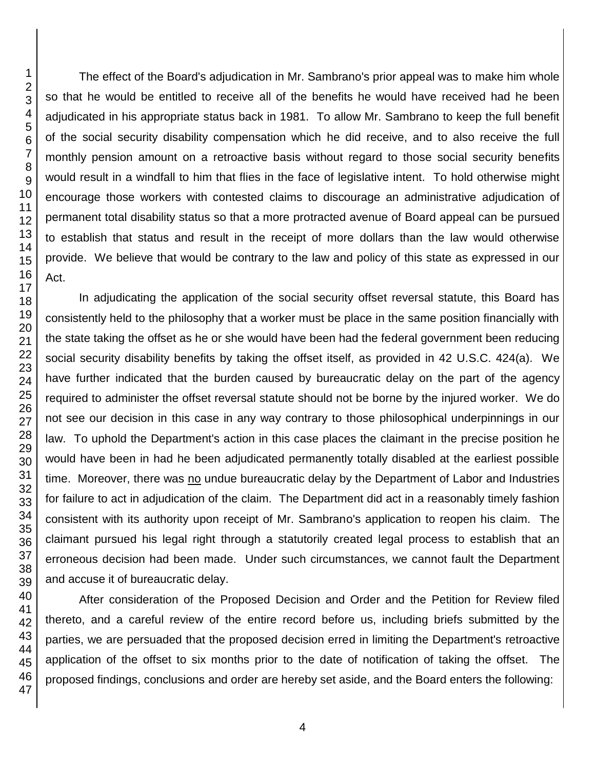The effect of the Board's adjudication in Mr. Sambrano's prior appeal was to make him whole so that he would be entitled to receive all of the benefits he would have received had he been adjudicated in his appropriate status back in 1981. To allow Mr. Sambrano to keep the full benefit of the social security disability compensation which he did receive, and to also receive the full monthly pension amount on a retroactive basis without regard to those social security benefits would result in a windfall to him that flies in the face of legislative intent. To hold otherwise might encourage those workers with contested claims to discourage an administrative adjudication of permanent total disability status so that a more protracted avenue of Board appeal can be pursued to establish that status and result in the receipt of more dollars than the law would otherwise provide. We believe that would be contrary to the law and policy of this state as expressed in our Act.

In adjudicating the application of the social security offset reversal statute, this Board has consistently held to the philosophy that a worker must be place in the same position financially with the state taking the offset as he or she would have been had the federal government been reducing social security disability benefits by taking the offset itself, as provided in 42 U.S.C. 424(a). We have further indicated that the burden caused by bureaucratic delay on the part of the agency required to administer the offset reversal statute should not be borne by the injured worker. We do not see our decision in this case in any way contrary to those philosophical underpinnings in our law. To uphold the Department's action in this case places the claimant in the precise position he would have been in had he been adjudicated permanently totally disabled at the earliest possible time. Moreover, there was no undue bureaucratic delay by the Department of Labor and Industries for failure to act in adjudication of the claim. The Department did act in a reasonably timely fashion consistent with its authority upon receipt of Mr. Sambrano's application to reopen his claim. The claimant pursued his legal right through a statutorily created legal process to establish that an erroneous decision had been made. Under such circumstances, we cannot fault the Department and accuse it of bureaucratic delay.

After consideration of the Proposed Decision and Order and the Petition for Review filed thereto, and a careful review of the entire record before us, including briefs submitted by the parties, we are persuaded that the proposed decision erred in limiting the Department's retroactive application of the offset to six months prior to the date of notification of taking the offset. The proposed findings, conclusions and order are hereby set aside, and the Board enters the following: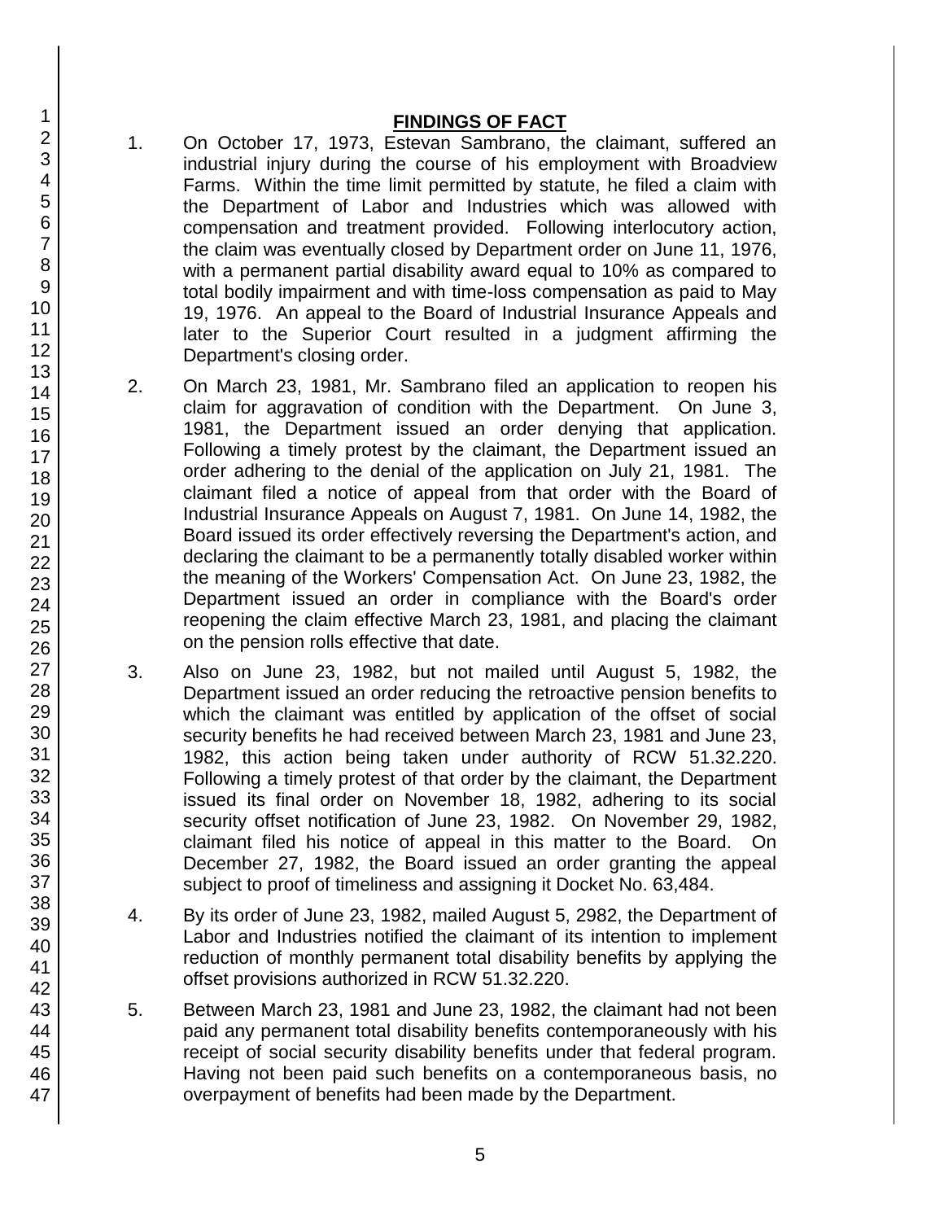## FINDINGS OF FACT

1. On October 17, 1973, Estevan Sambrano, the claimant, suffered an industrial injury during the course of his employment with Broadview Farms. Within the time limit permitted by statute, he filed a claim with the Department of Labor and Industries which was allowed with compensation and treatment provided. Following interlocutory action, the claim was eventually closed by Department order on June 11, 1976, with a permanent partial disability award equal to 10% as compared to total bodily impairment and with time-loss compensation as paid to May 19, 1976. An appeal to the Board of Industrial Insurance Appeals and later to the Superior Court resulted in a judgment affirming the Department's closing order.

2. On March 23, 1981, Mr. Sambrano filed an application to reopen his claim for aggravation of condition with the Department. On June 3, 1981, the Department issued an order denying that application. Following a timely protest by the claimant, the Department issued an order adhering to the denial of the application on July 21, 1981. The claimant filed a notice of appeal from that order with the Board of Industrial Insurance Appeals on August 7, 1981. On June 14, 1982, the Board issued its order effectively reversing the Department's action, and declaring the claimant to be a permanently totally disabled worker within the meaning of the Workers' Compensation Act. On June 23, 1982, the Department issued an order in compliance with the Board's order reopening the claim effective March 23, 1981, and placing the claimant on the pension rolls effective that date.

3. Also on June 23, 1982, but not mailed until August 5, 1982, the Department issued an order reducing the retroactive pension benefits to which the claimant was entitled by application of the offset of social security benefits he had received between March 23, 1981 and June 23, 1982, this action being taken under authority of RCW 51.32.220. Following a timely protest of that order by the claimant, the Department issued its final order on November 18, 1982, adhering to its social security offset notification of June 23, 1982. On November 29, 1982, claimant filed his notice of appeal in this matter to the Board. On December 27, 1982, the Board issued an order granting the appeal subject to proof of timeliness and assigning it Docket No. 63,484.

4. By its order of June 23, 1982, mailed August 5, 2982, the Department of Labor and Industries notified the claimant of its intention to implement reduction of monthly permanent total disability benefits by applying the offset provisions authorized in RCW 51.32.220.

5. Between March 23, 1981 and June 23, 1982, the claimant had not been paid any permanent total disability benefits contemporaneously with his receipt of social security disability benefits under that federal program. Having not been paid such benefits on a contemporaneous basis, no overpayment of benefits had been made by the Department.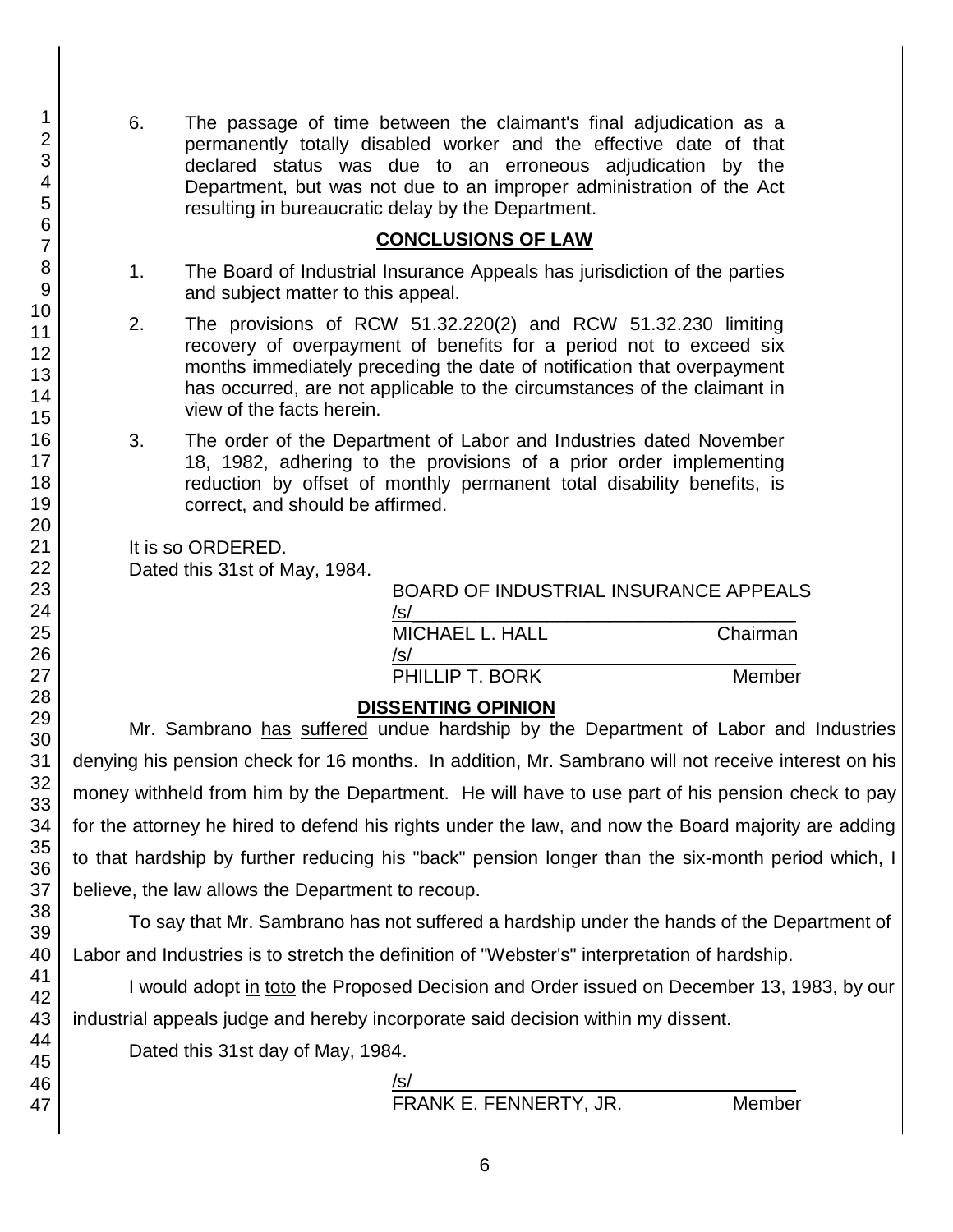6. The passage of time between the claimant's final adjudication as a permanently totally disabled worker and the effective date of that declared status was due to an erroneous adjudication by the Department, but was not due to an improper administration of the Act resulting in bureaucratic delay by the Department.

## CONCLUSIONS OF LAW

1. The Board of Industrial Insurance Appeals has jurisdiction of the parties and subject matter to this appeal.

2. The provisions of RCW 51.32.220(2) and RCW 51.32.230 limiting recovery of overpayment of benefits for a period not to exceed six months immediately preceding the date of notification that overpayment has occurred, are not applicable to the circumstances of the claimant in view of the facts herein.

3. The order of the Department of Labor and Industries dated November 18, 1982, adhering to the provisions of a prior order implementing reduction by offset of monthly permanent total disability benefits, is correct, and should be affirmed.

It is so ORDERED.

Dated this 31st of May, 1984.

BOARD OF INDUSTRIAL INSURANCE APPEALS

/s/
MICHAEL L. HALL — Chairman

/s/
PHILLIP T. BORK — Member

## DISSENTING OPINION

Mr. Sambrano has suffered undue hardship by the Department of Labor and Industries denying his pension check for 16 months. In addition, Mr. Sambrano will not receive interest on his money withheld from him by the Department. He will have to use part of his pension check to pay for the attorney he hired to defend his rights under the law, and now the Board majority are adding to that hardship by further reducing his "back" pension longer than the six-month period which, I believe, the law allows the Department to recoup.

To say that Mr. Sambrano has not suffered a hardship under the hands of the Department of Labor and Industries is to stretch the definition of "Webster's" interpretation of hardship.

I would adopt in toto the Proposed Decision and Order issued on December 13, 1983, by our industrial appeals judge and hereby incorporate said decision within my dissent.

Dated this 31st day of May, 1984.

/s/
FRANK E. FENNERTY, JR. — Member